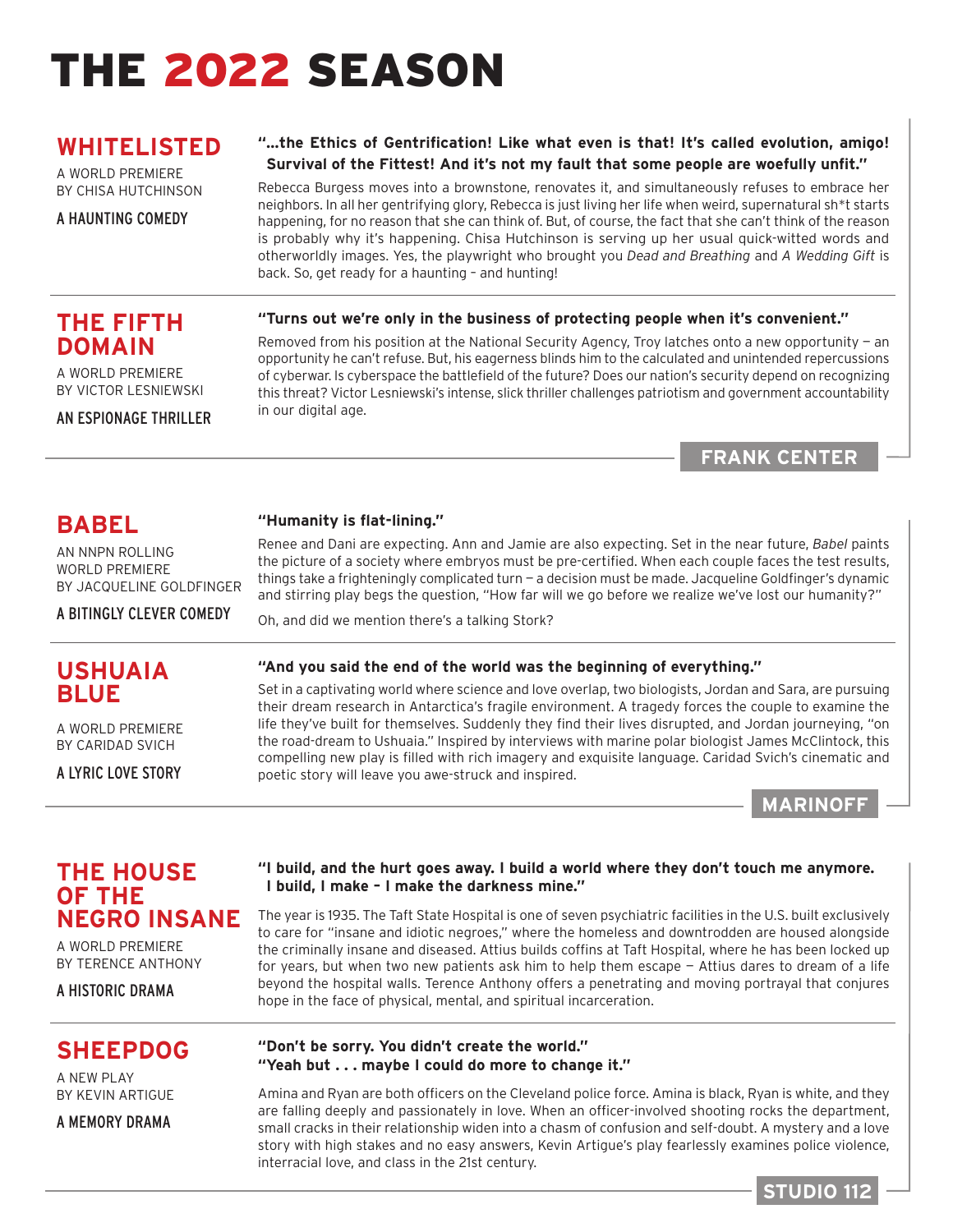# THE 2022 SEASON

## WHITELISTED

A WORLD PREMIERE
BY CHISA HUTCHINSON

A HAUNTING COMEDY

**"...the Ethics of Gentrification! Like what even is that! It's called evolution, amigo! Survival of the Fittest! And it's not my fault that some people are woefully unfit."**

Rebecca Burgess moves into a brownstone, renovates it, and simultaneously refuses to embrace her neighbors. In all her gentrifying glory, Rebecca is just living her life when weird, supernatural sh*t starts happening, for no reason that she can think of. But, of course, the fact that she can't think of the reason is probably why it's happening. Chisa Hutchinson is serving up her usual quick-witted words and otherworldly images. Yes, the playwright who brought you *Dead and Breathing* and *A Wedding Gift* is back. So, get ready for a haunting – and hunting!

## THE FIFTH DOMAIN

A WORLD PREMIERE
BY VICTOR LESNIEWSKI

AN ESPIONAGE THRILLER

**"Turns out we're only in the business of protecting people when it's convenient."**

Removed from his position at the National Security Agency, Troy latches onto a new opportunity — an opportunity he can't refuse. But, his eagerness blinds him to the calculated and unintended repercussions of cyberwar. Is cyberspace the battlefield of the future? Does our nation's security depend on recognizing this threat? Victor Lesniewski's intense, slick thriller challenges patriotism and government accountability in our digital age.

**FRANK CENTER**

## BABEL

AN NNPN ROLLING
WORLD PREMIERE
BY JACQUELINE GOLDFINGER

A BITINGLY CLEVER COMEDY

**"Humanity is flat-lining."**

Renee and Dani are expecting. Ann and Jamie are also expecting. Set in the near future, *Babel* paints the picture of a society where embryos must be pre-certified. When each couple faces the test results, things take a frighteningly complicated turn – a decision must be made. Jacqueline Goldfinger's dynamic and stirring play begs the question, "How far will we go before we realize we've lost our humanity?"

Oh, and did we mention there's a talking Stork?

## USHUAIA BLUE

A WORLD PREMIERE
BY CARIDAD SVICH

A LYRIC LOVE STORY

**"And you said the end of the world was the beginning of everything."**

Set in a captivating world where science and love overlap, two biologists, Jordan and Sara, are pursuing their dream research in Antarctica's fragile environment. A tragedy forces the couple to examine the life they've built for themselves. Suddenly they find their lives disrupted, and Jordan journeying, "on the road-dream to Ushuaia." Inspired by interviews with marine polar biologist James McClintock, this compelling new play is filled with rich imagery and exquisite language. Caridad Svich's cinematic and poetic story will leave you awe-struck and inspired.

**MARINOFF**

## THE HOUSE OF THE NEGRO INSANE

A WORLD PREMIERE
BY TERENCE ANTHONY

A HISTORIC DRAMA

**"I build, and the hurt goes away. I build a world where they don't touch me anymore. I build, I make – I make the darkness mine."**

The year is 1935. The Taft State Hospital is one of seven psychiatric facilities in the U.S. built exclusively to care for "insane and idiotic negroes," where the homeless and downtrodden are housed alongside the criminally insane and diseased. Attius builds coffins at Taft Hospital, where he has been locked up for years, but when two new patients ask him to help them escape — Attius dares to dream of a life beyond the hospital walls. Terence Anthony offers a penetrating and moving portrayal that conjures hope in the face of physical, mental, and spiritual incarceration.

## SHEEPDOG

A NEW PLAY
BY KEVIN ARTIGUE

A MEMORY DRAMA

**"Don't be sorry. You didn't create the world."**
**"Yeah but . . . maybe I could do more to change it."**

Amina and Ryan are both officers on the Cleveland police force. Amina is black, Ryan is white, and they are falling deeply and passionately in love. When an officer-involved shooting rocks the department, small cracks in their relationship widen into a chasm of confusion and self-doubt. A mystery and a love story with high stakes and no easy answers, Kevin Artigue's play fearlessly examines police violence, interracial love, and class in the 21st century.

**STUDIO 112**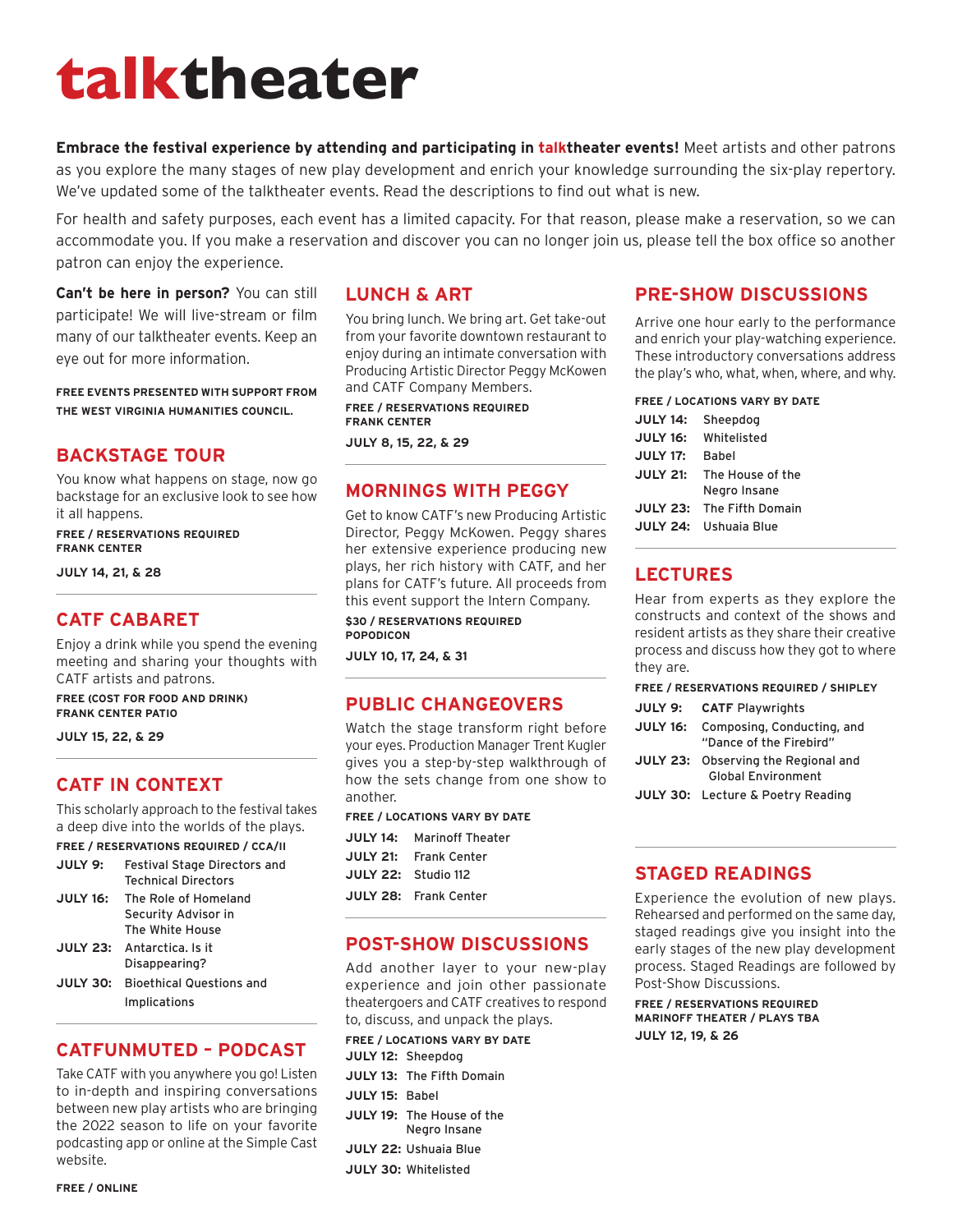# talktheater

**Embrace the festival experience by attending and participating in talktheater events!** Meet artists and other patrons as you explore the many stages of new play development and enrich your knowledge surrounding the six-play repertory. We've updated some of the talktheater events. Read the descriptions to find out what is new.

For health and safety purposes, each event has a limited capacity. For that reason, please make a reservation, so we can accommodate you. If you make a reservation and discover you can no longer join us, please tell the box office so another patron can enjoy the experience.

**Can't be here in person?** You can still participate! We will live-stream or film many of our talktheater events. Keep an eye out for more information.

**FREE EVENTS PRESENTED WITH SUPPORT FROM THE WEST VIRGINIA HUMANITIES COUNCIL.**

## BACKSTAGE TOUR

You know what happens on stage, now go backstage for an exclusive look to see how it all happens.

**FREE / RESERVATIONS REQUIRED**
**FRANK CENTER**

**JULY 14, 21, & 28**

## CATF CABARET

Enjoy a drink while you spend the evening meeting and sharing your thoughts with CATF artists and patrons.

**FREE (COST FOR FOOD AND DRINK)**
**FRANK CENTER PATIO**

**JULY 15, 22, & 29**

## CATF IN CONTEXT

This scholarly approach to the festival takes a deep dive into the worlds of the plays.

**FREE / RESERVATIONS REQUIRED / CCA/II**

**JULY 9:** Festival Stage Directors and Technical Directors
**JULY 16:** The Role of Homeland Security Advisor in The White House
**JULY 23:** Antarctica. Is it Disappearing?
**JULY 30:** Bioethical Questions and Implications

## CATFUNMUTED – PODCAST

Take CATF with you anywhere you go! Listen to in-depth and inspiring conversations between new play artists who are bringing the 2022 season to life on your favorite podcasting app or online at the Simple Cast website.

**FREE / ONLINE**

## LUNCH & ART

You bring lunch. We bring art. Get take-out from your favorite downtown restaurant to enjoy during an intimate conversation with Producing Artistic Director Peggy McKowen and CATF Company Members.

**FREE / RESERVATIONS REQUIRED**
**FRANK CENTER**

**JULY 8, 15, 22, & 29**

## MORNINGS WITH PEGGY

Get to know CATF's new Producing Artistic Director, Peggy McKowen. Peggy shares her extensive experience producing new plays, her rich history with CATF, and her plans for CATF's future. All proceeds from this event support the Intern Company.

**$30 / RESERVATIONS REQUIRED**
**POPODICON**

**JULY 10, 17, 24, & 31**

## PUBLIC CHANGEOVERS

Watch the stage transform right before your eyes. Production Manager Trent Kugler gives you a step-by-step walkthrough of how the sets change from one show to another.

**FREE / LOCATIONS VARY BY DATE**

**JULY 14:** Marinoff Theater
**JULY 21:** Frank Center
**JULY 22:** Studio 112
**JULY 28:** Frank Center

## POST-SHOW DISCUSSIONS

Add another layer to your new-play experience and join other passionate theatergoers and CATF creatives to respond to, discuss, and unpack the plays.

**FREE / LOCATIONS VARY BY DATE**

**JULY 12:** Sheepdog
**JULY 13:** The Fifth Domain
**JULY 15:** Babel
**JULY 19:** The House of the Negro Insane
**JULY 22:** Ushuaia Blue
**JULY 30:** Whitelisted

## PRE-SHOW DISCUSSIONS

Arrive one hour early to the performance and enrich your play-watching experience. These introductory conversations address the play's who, what, when, where, and why.

**FREE / LOCATIONS VARY BY DATE**

**JULY 14:** Sheepdog
**JULY 16:** Whitelisted
**JULY 17:** Babel
**JULY 21:** The House of the Negro Insane
**JULY 23:** The Fifth Domain
**JULY 24:** Ushuaia Blue

## LECTURES

Hear from experts as they explore the constructs and context of the shows and resident artists as they share their creative process and discuss how they got to where they are.

**FREE / RESERVATIONS REQUIRED / SHIPLEY**

**JULY 9:** CATF Playwrights
**JULY 16:** Composing, Conducting, and "Dance of the Firebird"
**JULY 23:** Observing the Regional and Global Environment
**JULY 30:** Lecture & Poetry Reading

## STAGED READINGS

Experience the evolution of new plays. Rehearsed and performed on the same day, staged readings give you insight into the early stages of the new play development process. Staged Readings are followed by Post-Show Discussions.

**FREE / RESERVATIONS REQUIRED**
**MARINOFF THEATER / PLAYS TBA**

**JULY 12, 19, & 26**